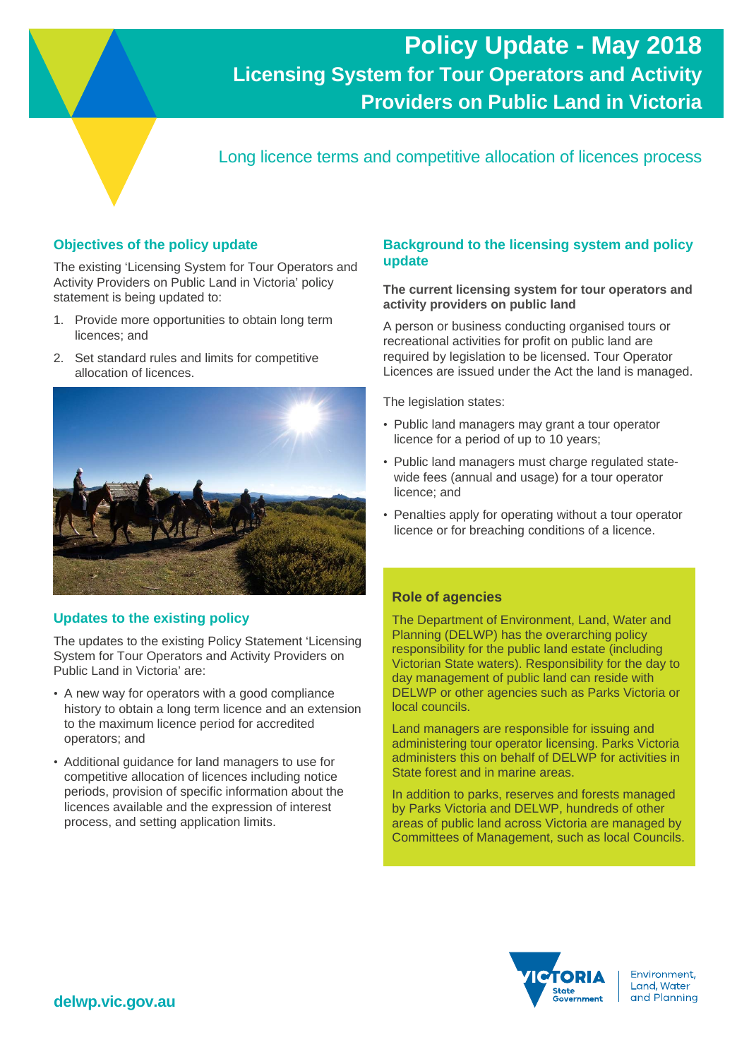# Policy Update - May 2018

## Licensing System for Tour Operators and Activity Providers on Public Land in Victoria

Long licence terms and competitive allocation of licences process

### Objectives of the policy update

The existing 'Licensing System for Tour Operators and Activity Providers on Public Land in Victoria' policy statement is being updated to:

1. Provide more opportunities to obtain long term licences; and
2. Set standard rules and limits for competitive allocation of licences.

### Updates to the existing policy

The updates to the existing Policy Statement 'Licensing System for Tour Operators and Activity Providers on Public Land in Victoria' are:

- A new way for operators with a good compliance history to obtain a long term licence and an extension to the maximum licence period for accredited operators; and
- Additional guidance for land managers to use for competitive allocation of licences including notice periods, provision of specific information about the licences available and the expression of interest process, and setting application limits.

### Background to the licensing system and policy update

**The current licensing system for tour operators and activity providers on public land**

A person or business conducting organised tours or recreational activities for profit on public land are required by legislation to be licensed. Tour Operator Licences are issued under the Act the land is managed.

The legislation states:

- Public land managers may grant a tour operator licence for a period of up to 10 years;
- Public land managers must charge regulated state-wide fees (annual and usage) for a tour operator licence; and
- Penalties apply for operating without a tour operator licence or for breaching conditions of a licence.

### Role of agencies

The Department of Environment, Land, Water and Planning (DELWP) has the overarching policy responsibility for the public land estate (including Victorian State waters). Responsibility for the day to day management of public land can reside with DELWP or other agencies such as Parks Victoria or local councils.

Land managers are responsible for issuing and administering tour operator licensing. Parks Victoria administers this on behalf of DELWP for activities in State forest and in marine areas.

In addition to parks, reserves and forests managed by Parks Victoria and DELWP, hundreds of other areas of public land across Victoria are managed by Committees of Management, such as local Councils.

delwp.vic.gov.au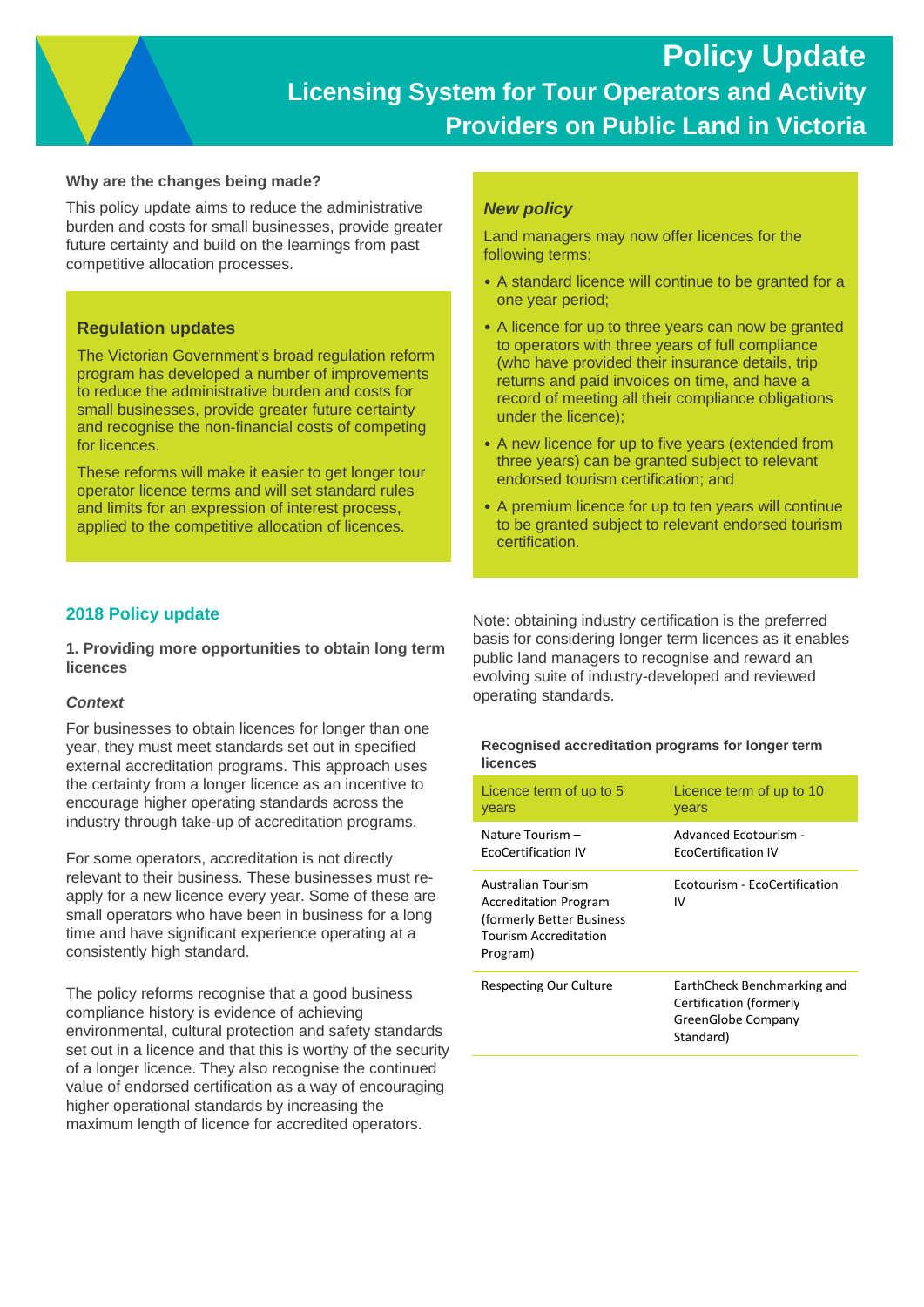# Policy Update

## Licensing System for Tour Operators and Activity Providers on Public Land in Victoria

**Why are the changes being made?**

This policy update aims to reduce the administrative burden and costs for small businesses, provide greater future certainty and build on the learnings from past competitive allocation processes.

### Regulation updates

The Victorian Government's broad regulation reform program has developed a number of improvements to reduce the administrative burden and costs for small businesses, provide greater future certainty and recognise the non-financial costs of competing for licences.

These reforms will make it easier to get longer tour operator licence terms and will set standard rules and limits for an expression of interest process, applied to the competitive allocation of licences.

## 2018 Policy update

**1. Providing more opportunities to obtain long term licences**

***Context***

For businesses to obtain licences for longer than one year, they must meet standards set out in specified external accreditation programs. This approach uses the certainty from a longer licence as an incentive to encourage higher operating standards across the industry through take-up of accreditation programs.

For some operators, accreditation is not directly relevant to their business. These businesses must re-apply for a new licence every year. Some of these are small operators who have been in business for a long time and have significant experience operating at a consistently high standard.

The policy reforms recognise that a good business compliance history is evidence of achieving environmental, cultural protection and safety standards set out in a licence and that this is worthy of the security of a longer licence. They also recognise the continued value of endorsed certification as a way of encouraging higher operational standards by increasing the maximum length of licence for accredited operators.

### *New policy*

Land managers may now offer licences for the following terms:

- A standard licence will continue to be granted for a one year period;
- A licence for up to three years can now be granted to operators with three years of full compliance (who have provided their insurance details, trip returns and paid invoices on time, and have a record of meeting all their compliance obligations under the licence);
- A new licence for up to five years (extended from three years) can be granted subject to relevant endorsed tourism certification; and
- A premium licence for up to ten years will continue to be granted subject to relevant endorsed tourism certification.

Note: obtaining industry certification is the preferred basis for considering longer term licences as it enables public land managers to recognise and reward an evolving suite of industry-developed and reviewed operating standards.

**Recognised accreditation programs for longer term licences**

| Licence term of up to 5 years | Licence term of up to 10 years |
|---|---|
| Nature Tourism – EcoCertification IV | Advanced Ecotourism - EcoCertification IV |
| Australian Tourism Accreditation Program (formerly Better Business Tourism Accreditation Program) | Ecotourism - EcoCertification IV |
| Respecting Our Culture | EarthCheck Benchmarking and Certification (formerly GreenGlobe Company Standard) |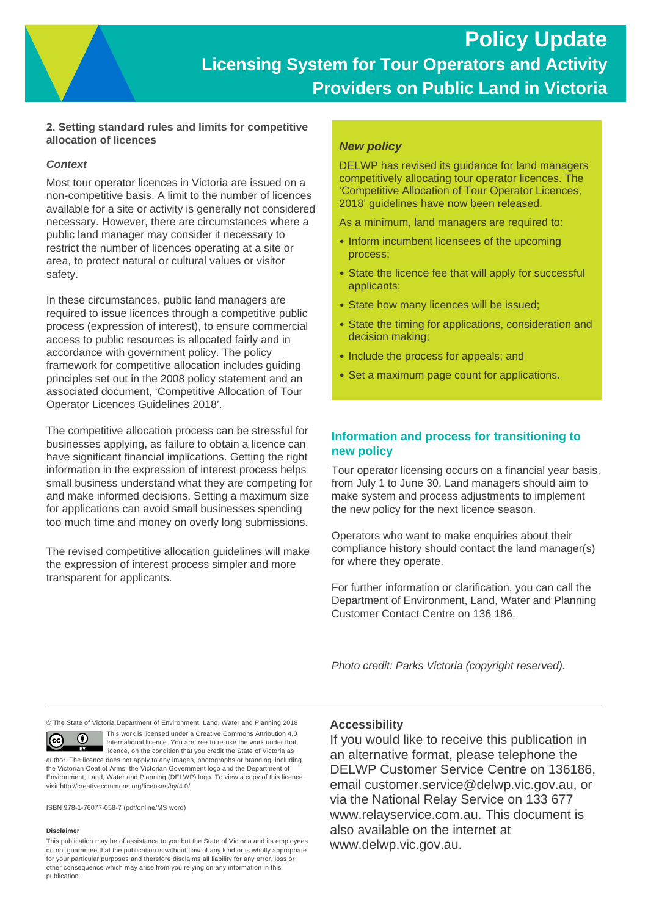# Policy Update

## Licensing System for Tour Operators and Activity Providers on Public Land in Victoria

### 2. Setting standard rules and limits for competitive allocation of licences

***Context***

Most tour operator licences in Victoria are issued on a non-competitive basis. A limit to the number of licences available for a site or activity is generally not considered necessary. However, there are circumstances where a public land manager may consider it necessary to restrict the number of licences operating at a site or area, to protect natural or cultural values or visitor safety.

In these circumstances, public land managers are required to issue licences through a competitive public process (expression of interest), to ensure commercial access to public resources is allocated fairly and in accordance with government policy. The policy framework for competitive allocation includes guiding principles set out in the 2008 policy statement and an associated document, 'Competitive Allocation of Tour Operator Licences Guidelines 2018'.

The competitive allocation process can be stressful for businesses applying, as failure to obtain a licence can have significant financial implications. Getting the right information in the expression of interest process helps small business understand what they are competing for and make informed decisions. Setting a maximum size for applications can avoid small businesses spending too much time and money on overly long submissions.

The revised competitive allocation guidelines will make the expression of interest process simpler and more transparent for applicants.

***New policy***

DELWP has revised its guidance for land managers competitively allocating tour operator licences. The 'Competitive Allocation of Tour Operator Licences, 2018' guidelines have now been released.

As a minimum, land managers are required to:

- Inform incumbent licensees of the upcoming process;
- State the licence fee that will apply for successful applicants;
- State how many licences will be issued;
- State the timing for applications, consideration and decision making;
- Include the process for appeals; and
- Set a maximum page count for applications.

### Information and process for transitioning to new policy

Tour operator licensing occurs on a financial year basis, from July 1 to June 30. Land managers should aim to make system and process adjustments to implement the new policy for the next licence season.

Operators who want to make enquiries about their compliance history should contact the land manager(s) for where they operate.

For further information or clarification, you can call the Department of Environment, Land, Water and Planning Customer Contact Centre on 136 186.

*Photo credit: Parks Victoria (copyright reserved).*

---

© The State of Victoria Department of Environment, Land, Water and Planning 2018

This work is licensed under a Creative Commons Attribution 4.0 International licence. You are free to re-use the work under that licence, on the condition that you credit the State of Victoria as author. The licence does not apply to any images, photographs or branding, including the Victorian Coat of Arms, the Victorian Government logo and the Department of Environment, Land, Water and Planning (DELWP) logo. To view a copy of this licence, visit http://creativecommons.org/licenses/by/4.0/

ISBN 978-1-76077-058-7 (pdf/online/MS word)

**Disclaimer**

This publication may be of assistance to you but the State of Victoria and its employees do not guarantee that the publication is without flaw of any kind or is wholly appropriate for your particular purposes and therefore disclaims all liability for any error, loss or other consequence which may arise from you relying on any information in this publication.

**Accessibility**

If you would like to receive this publication in an alternative format, please telephone the DELWP Customer Service Centre on 136186, email customer.service@delwp.vic.gov.au, or via the National Relay Service on 133 677 www.relayservice.com.au. This document is also available on the internet at www.delwp.vic.gov.au.